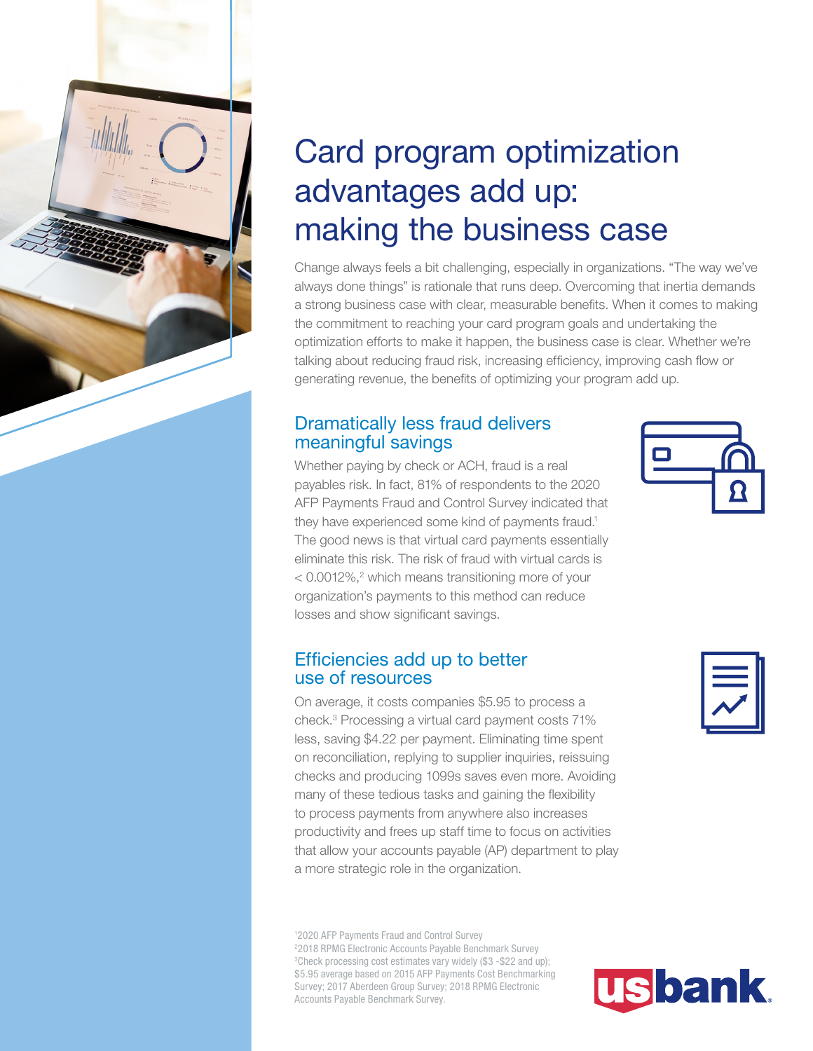# Card program optimization advantages add up: making the business case

Change always feels a bit challenging, especially in organizations. "The way we've always done things" is rationale that runs deep. Overcoming that inertia demands a strong business case with clear, measurable benefits. When it comes to making the commitment to reaching your card program goals and undertaking the optimization efforts to make it happen, the business case is clear. Whether we're talking about reducing fraud risk, increasing efficiency, improving cash flow or generating revenue, the benefits of optimizing your program add up.

## Dramatically less fraud delivers meaningful savings

Whether paying by check or ACH, fraud is a real payables risk. In fact, 81% of respondents to the 2020 AFP Payments Fraud and Control Survey indicated that they have experienced some kind of payments fraud.[1] The good news is that virtual card payments essentially eliminate this risk. The risk of fraud with virtual cards is < 0.0012%,[2] which means transitioning more of your organization's payments to this method can reduce losses and show significant savings.

## Efficiencies add up to better use of resources

On average, it costs companies $5.95 to process a check.[3] Processing a virtual card payment costs 71% less, saving $4.22 per payment. Eliminating time spent on reconciliation, replying to supplier inquiries, reissuing checks and producing 1099s saves even more. Avoiding many of these tedious tasks and gaining the flexibility to process payments from anywhere also increases productivity and frees up staff time to focus on activities that allow your accounts payable (AP) department to play a more strategic role in the organization.

[1]2020 AFP Payments Fraud and Control Survey
[2]2018 RPMG Electronic Accounts Payable Benchmark Survey
[3]Check processing cost estimates vary widely ($3 -$22 and up); $5.95 average based on 2015 AFP Payments Cost Benchmarking Survey; 2017 Aberdeen Group Survey; 2018 RPMG Electronic Accounts Payable Benchmark Survey.

usbank.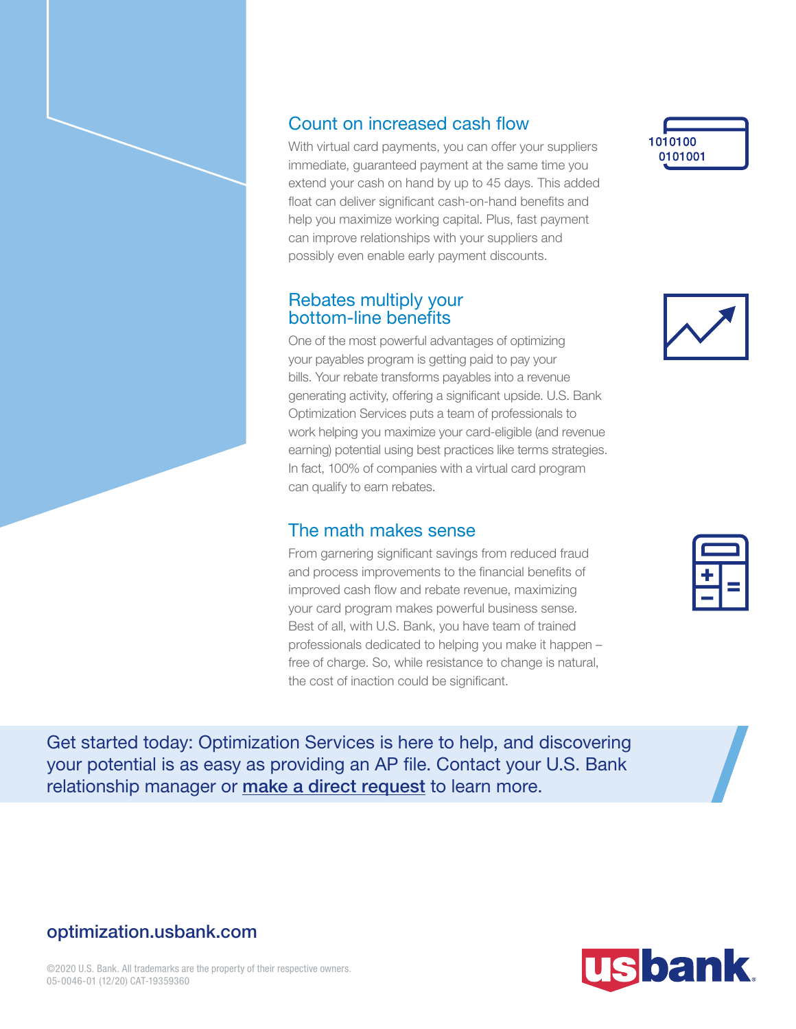## Count on increased cash flow

With virtual card payments, you can offer your suppliers immediate, guaranteed payment at the same time you extend your cash on hand by up to 45 days. This added float can deliver significant cash-on-hand benefits and help you maximize working capital. Plus, fast payment can improve relationships with your suppliers and possibly even enable early payment discounts.

## Rebates multiply your bottom-line benefits

One of the most powerful advantages of optimizing your payables program is getting paid to pay your bills. Your rebate transforms payables into a revenue generating activity, offering a significant upside. U.S. Bank Optimization Services puts a team of professionals to work helping you maximize your card-eligible (and revenue earning) potential using best practices like terms strategies. In fact, 100% of companies with a virtual card program can qualify to earn rebates.

## The math makes sense

From garnering significant savings from reduced fraud and process improvements to the financial benefits of improved cash flow and rebate revenue, maximizing your card program makes powerful business sense. Best of all, with U.S. Bank, you have team of trained professionals dedicated to helping you make it happen – free of charge. So, while resistance to change is natural, the cost of inaction could be significant.

Get started today: Optimization Services is here to help, and discovering your potential is as easy as providing an AP file. Contact your U.S. Bank relationship manager or make a direct request to learn more.

**optimization.usbank.com**

©2020 U.S. Bank. All trademarks are the property of their respective owners.
05-0046-01 (12/20) CAT-19359360

usbank